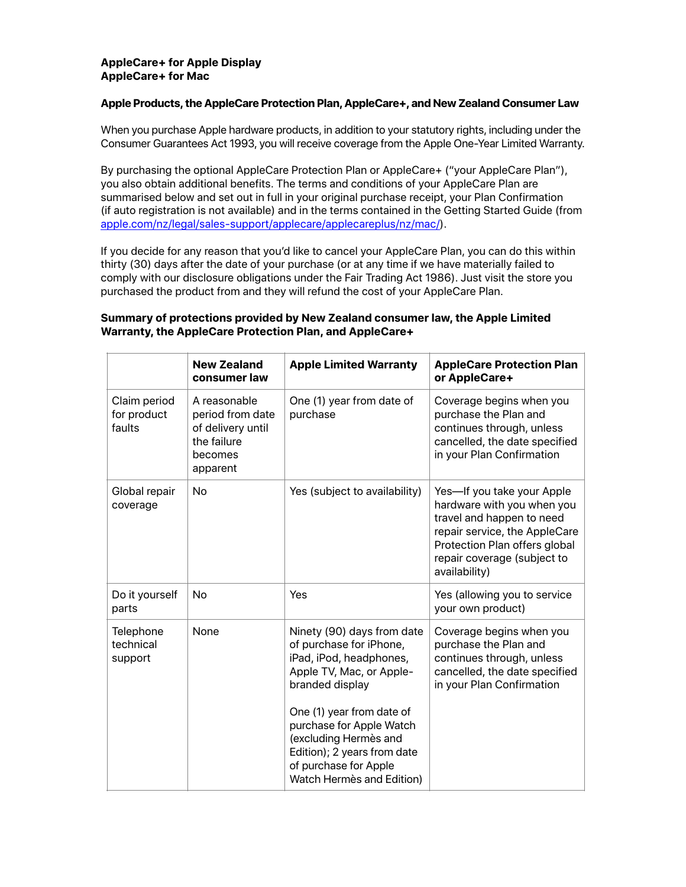**AppleCare+ for Apple Display**
**AppleCare+ for Mac**

### Apple Products, the AppleCare Protection Plan, AppleCare+, and New Zealand Consumer Law

When you purchase Apple hardware products, in addition to your statutory rights, including under the Consumer Guarantees Act 1993, you will receive coverage from the Apple One-Year Limited Warranty.

By purchasing the optional AppleCare Protection Plan or AppleCare+ ("your AppleCare Plan"), you also obtain additional benefits. The terms and conditions of your AppleCare Plan are summarised below and set out in full in your original purchase receipt, your Plan Confirmation (if auto registration is not available) and in the terms contained in the Getting Started Guide (from apple.com/nz/legal/sales-support/applecare/applecareplus/nz/mac/).

If you decide for any reason that you'd like to cancel your AppleCare Plan, you can do this within thirty (30) days after the date of your purchase (or at any time if we have materially failed to comply with our disclosure obligations under the Fair Trading Act 1986). Just visit the store you purchased the product from and they will refund the cost of your AppleCare Plan.

### Summary of protections provided by New Zealand consumer law, the Apple Limited Warranty, the AppleCare Protection Plan, and AppleCare+

| | New Zealand consumer law | Apple Limited Warranty | AppleCare Protection Plan or AppleCare+ |
|---|---|---|---|
| Claim period for product faults | A reasonable period from date of delivery until the failure becomes apparent | One (1) year from date of purchase | Coverage begins when you purchase the Plan and continues through, unless cancelled, the date specified in your Plan Confirmation |
| Global repair coverage | No | Yes (subject to availability) | Yes—If you take your Apple hardware with you when you travel and happen to need repair service, the AppleCare Protection Plan offers global repair coverage (subject to availability) |
| Do it yourself parts | No | Yes | Yes (allowing you to service your own product) |
| Telephone technical support | None | Ninety (90) days from date of purchase for iPhone, iPad, iPod, headphones, Apple TV, Mac, or Apple-branded display<br><br>One (1) year from date of purchase for Apple Watch (excluding Hermès and Edition); 2 years from date of purchase for Apple Watch Hermès and Edition) | Coverage begins when you purchase the Plan and continues through, unless cancelled, the date specified in your Plan Confirmation |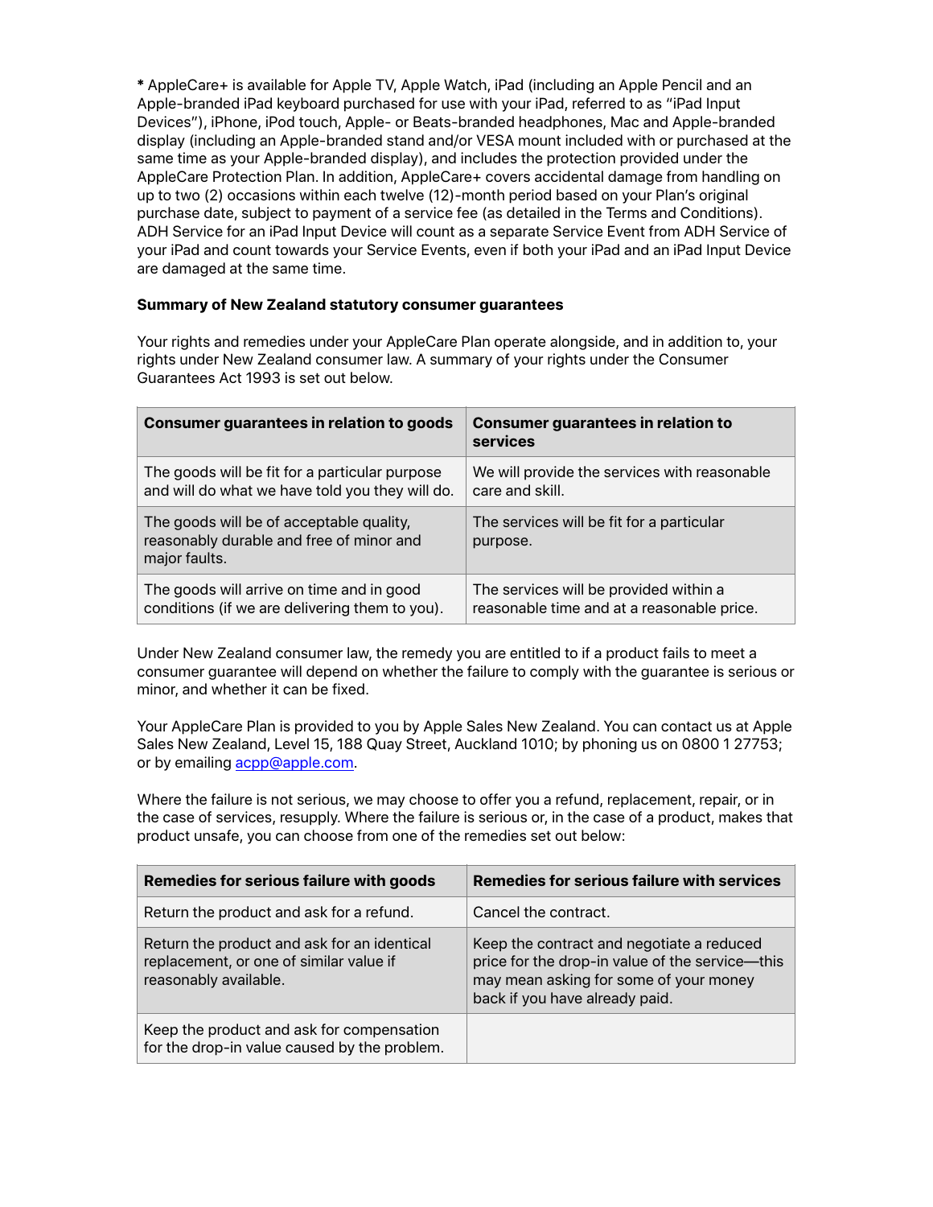***** AppleCare+ is available for Apple TV, Apple Watch, iPad (including an Apple Pencil and an Apple-branded iPad keyboard purchased for use with your iPad, referred to as "iPad Input Devices"), iPhone, iPod touch, Apple- or Beats-branded headphones, Mac and Apple-branded display (including an Apple-branded stand and/or VESA mount included with or purchased at the same time as your Apple-branded display), and includes the protection provided under the AppleCare Protection Plan. In addition, AppleCare+ covers accidental damage from handling on up to two (2) occasions within each twelve (12)-month period based on your Plan's original purchase date, subject to payment of a service fee (as detailed in the Terms and Conditions). ADH Service for an iPad Input Device will count as a separate Service Event from ADH Service of your iPad and count towards your Service Events, even if both your iPad and an iPad Input Device are damaged at the same time.

**Summary of New Zealand statutory consumer guarantees**

Your rights and remedies under your AppleCare Plan operate alongside, and in addition to, your rights under New Zealand consumer law. A summary of your rights under the Consumer Guarantees Act 1993 is set out below.

| Consumer guarantees in relation to goods | Consumer guarantees in relation to services |
| --- | --- |
| The goods will be fit for a particular purpose and will do what we have told you they will do. | We will provide the services with reasonable care and skill. |
| The goods will be of acceptable quality, reasonably durable and free of minor and major faults. | The services will be fit for a particular purpose. |
| The goods will arrive on time and in good conditions (if we are delivering them to you). | The services will be provided within a reasonable time and at a reasonable price. |

Under New Zealand consumer law, the remedy you are entitled to if a product fails to meet a consumer guarantee will depend on whether the failure to comply with the guarantee is serious or minor, and whether it can be fixed.

Your AppleCare Plan is provided to you by Apple Sales New Zealand. You can contact us at Apple Sales New Zealand, Level 15, 188 Quay Street, Auckland 1010; by phoning us on 0800 1 27753; or by emailing [acpp@apple.com](mailto:acpp@apple.com).

Where the failure is not serious, we may choose to offer you a refund, replacement, repair, or in the case of services, resupply. Where the failure is serious or, in the case of a product, makes that product unsafe, you can choose from one of the remedies set out below:

| Remedies for serious failure with goods | Remedies for serious failure with services |
| --- | --- |
| Return the product and ask for a refund. | Cancel the contract. |
| Return the product and ask for an identical replacement, or one of similar value if reasonably available. | Keep the contract and negotiate a reduced price for the drop-in value of the service—this may mean asking for some of your money back if you have already paid. |
| Keep the product and ask for compensation for the drop-in value caused by the problem. | |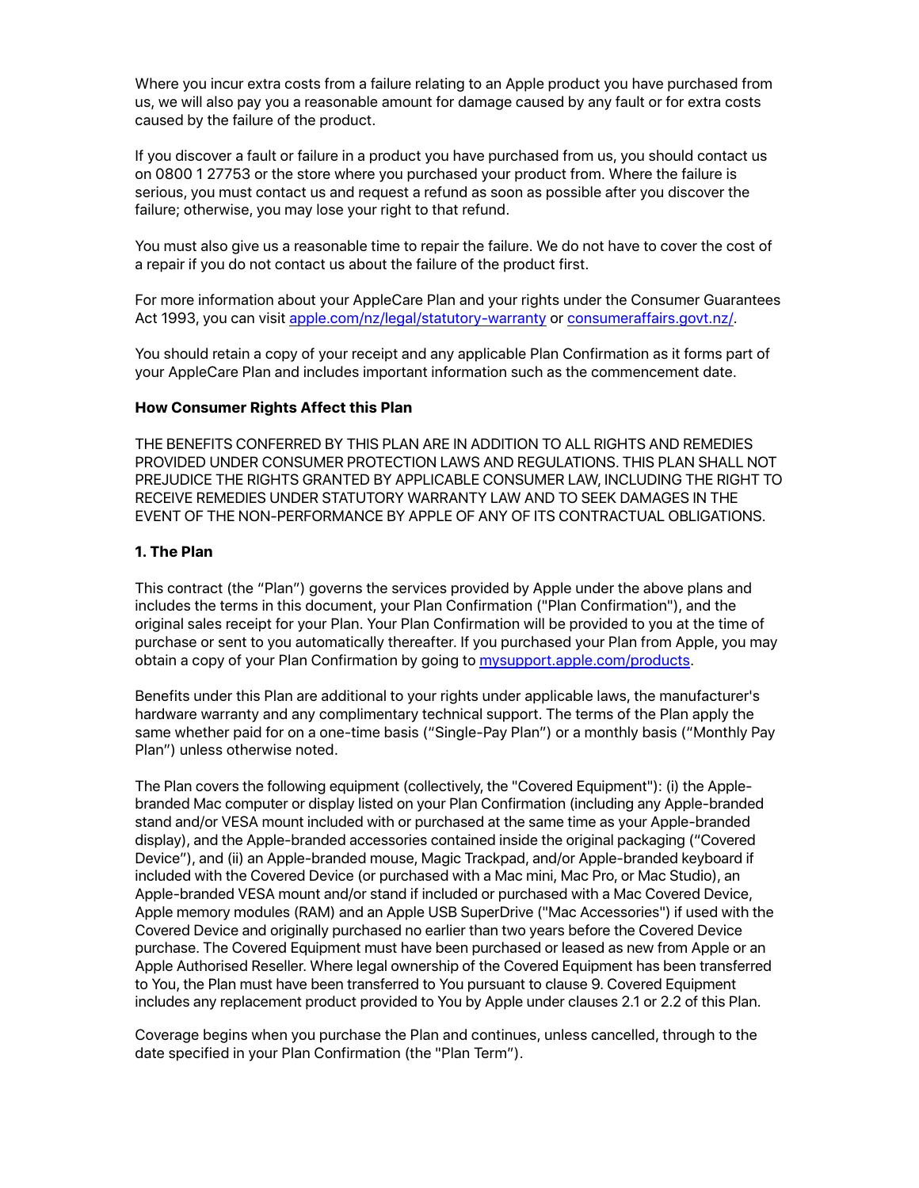Where you incur extra costs from a failure relating to an Apple product you have purchased from us, we will also pay you a reasonable amount for damage caused by any fault or for extra costs caused by the failure of the product.

If you discover a fault or failure in a product you have purchased from us, you should contact us on 0800 1 27753 or the store where you purchased your product from. Where the failure is serious, you must contact us and request a refund as soon as possible after you discover the failure; otherwise, you may lose your right to that refund.

You must also give us a reasonable time to repair the failure. We do not have to cover the cost of a repair if you do not contact us about the failure of the product first.

For more information about your AppleCare Plan and your rights under the Consumer Guarantees Act 1993, you can visit [apple.com/nz/legal/statutory-warranty](apple.com/nz/legal/statutory-warranty) or [consumeraffairs.govt.nz/](consumeraffairs.govt.nz/).

You should retain a copy of your receipt and any applicable Plan Confirmation as it forms part of your AppleCare Plan and includes important information such as the commencement date.

**How Consumer Rights Affect this Plan**

THE BENEFITS CONFERRED BY THIS PLAN ARE IN ADDITION TO ALL RIGHTS AND REMEDIES PROVIDED UNDER CONSUMER PROTECTION LAWS AND REGULATIONS. THIS PLAN SHALL NOT PREJUDICE THE RIGHTS GRANTED BY APPLICABLE CONSUMER LAW, INCLUDING THE RIGHT TO RECEIVE REMEDIES UNDER STATUTORY WARRANTY LAW AND TO SEEK DAMAGES IN THE EVENT OF THE NON-PERFORMANCE BY APPLE OF ANY OF ITS CONTRACTUAL OBLIGATIONS.

**1. The Plan**

This contract (the "Plan") governs the services provided by Apple under the above plans and includes the terms in this document, your Plan Confirmation ("Plan Confirmation"), and the original sales receipt for your Plan. Your Plan Confirmation will be provided to you at the time of purchase or sent to you automatically thereafter. If you purchased your Plan from Apple, you may obtain a copy of your Plan Confirmation by going to [mysupport.apple.com/products](mysupport.apple.com/products).

Benefits under this Plan are additional to your rights under applicable laws, the manufacturer's hardware warranty and any complimentary technical support. The terms of the Plan apply the same whether paid for on a one-time basis ("Single-Pay Plan") or a monthly basis ("Monthly Pay Plan") unless otherwise noted.

The Plan covers the following equipment (collectively, the "Covered Equipment"): (i) the Apple-branded Mac computer or display listed on your Plan Confirmation (including any Apple-branded stand and/or VESA mount included with or purchased at the same time as your Apple-branded display), and the Apple-branded accessories contained inside the original packaging ("Covered Device"), and (ii) an Apple-branded mouse, Magic Trackpad, and/or Apple-branded keyboard if included with the Covered Device (or purchased with a Mac mini, Mac Pro, or Mac Studio), an Apple-branded VESA mount and/or stand if included or purchased with a Mac Covered Device, Apple memory modules (RAM) and an Apple USB SuperDrive ("Mac Accessories") if used with the Covered Device and originally purchased no earlier than two years before the Covered Device purchase. The Covered Equipment must have been purchased or leased as new from Apple or an Apple Authorised Reseller. Where legal ownership of the Covered Equipment has been transferred to You, the Plan must have been transferred to You pursuant to clause 9. Covered Equipment includes any replacement product provided to You by Apple under clauses 2.1 or 2.2 of this Plan.

Coverage begins when you purchase the Plan and continues, unless cancelled, through to the date specified in your Plan Confirmation (the "Plan Term").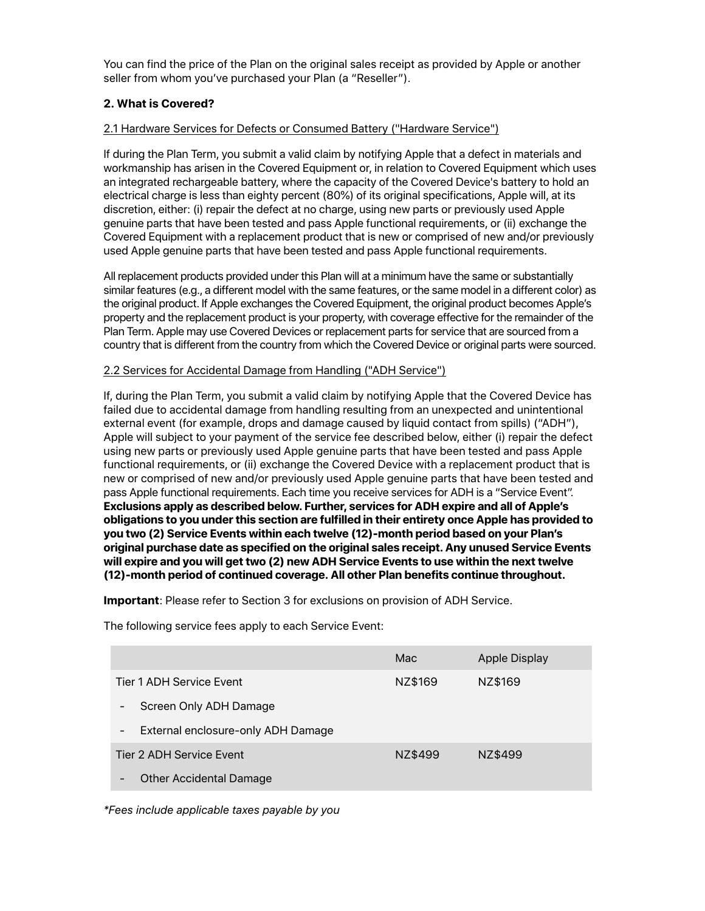You can find the price of the Plan on the original sales receipt as provided by Apple or another seller from whom you've purchased your Plan (a "Reseller").

## 2. What is Covered?

### 2.1 Hardware Services for Defects or Consumed Battery ("Hardware Service")

If during the Plan Term, you submit a valid claim by notifying Apple that a defect in materials and workmanship has arisen in the Covered Equipment or, in relation to Covered Equipment which uses an integrated rechargeable battery, where the capacity of the Covered Device's battery to hold an electrical charge is less than eighty percent (80%) of its original specifications, Apple will, at its discretion, either: (i) repair the defect at no charge, using new parts or previously used Apple genuine parts that have been tested and pass Apple functional requirements, or (ii) exchange the Covered Equipment with a replacement product that is new or comprised of new and/or previously used Apple genuine parts that have been tested and pass Apple functional requirements.

All replacement products provided under this Plan will at a minimum have the same or substantially similar features (e.g., a different model with the same features, or the same model in a different color) as the original product. If Apple exchanges the Covered Equipment, the original product becomes Apple's property and the replacement product is your property, with coverage effective for the remainder of the Plan Term. Apple may use Covered Devices or replacement parts for service that are sourced from a country that is different from the country from which the Covered Device or original parts were sourced.

### 2.2 Services for Accidental Damage from Handling ("ADH Service")

If, during the Plan Term, you submit a valid claim by notifying Apple that the Covered Device has failed due to accidental damage from handling resulting from an unexpected and unintentional external event (for example, drops and damage caused by liquid contact from spills) ("ADH"), Apple will subject to your payment of the service fee described below, either (i) repair the defect using new parts or previously used Apple genuine parts that have been tested and pass Apple functional requirements, or (ii) exchange the Covered Device with a replacement product that is new or comprised of new and/or previously used Apple genuine parts that have been tested and pass Apple functional requirements. Each time you receive services for ADH is a "Service Event". **Exclusions apply as described below. Further, services for ADH expire and all of Apple's obligations to you under this section are fulfilled in their entirety once Apple has provided to you two (2) Service Events within each twelve (12)-month period based on your Plan's original purchase date as specified on the original sales receipt. Any unused Service Events will expire and you will get two (2) new ADH Service Events to use within the next twelve (12)-month period of continued coverage. All other Plan benefits continue throughout.**

**Important**: Please refer to Section 3 for exclusions on provision of ADH Service.

The following service fees apply to each Service Event:

| | Mac | Apple Display |
|---|---|---|
| Tier 1 ADH Service Event | NZ$169 | NZ$169 |
| - Screen Only ADH Damage | | |
| - External enclosure-only ADH Damage | | |
| Tier 2 ADH Service Event | NZ$499 | NZ$499 |
| - Other Accidental Damage | | |

*\*Fees include applicable taxes payable by you*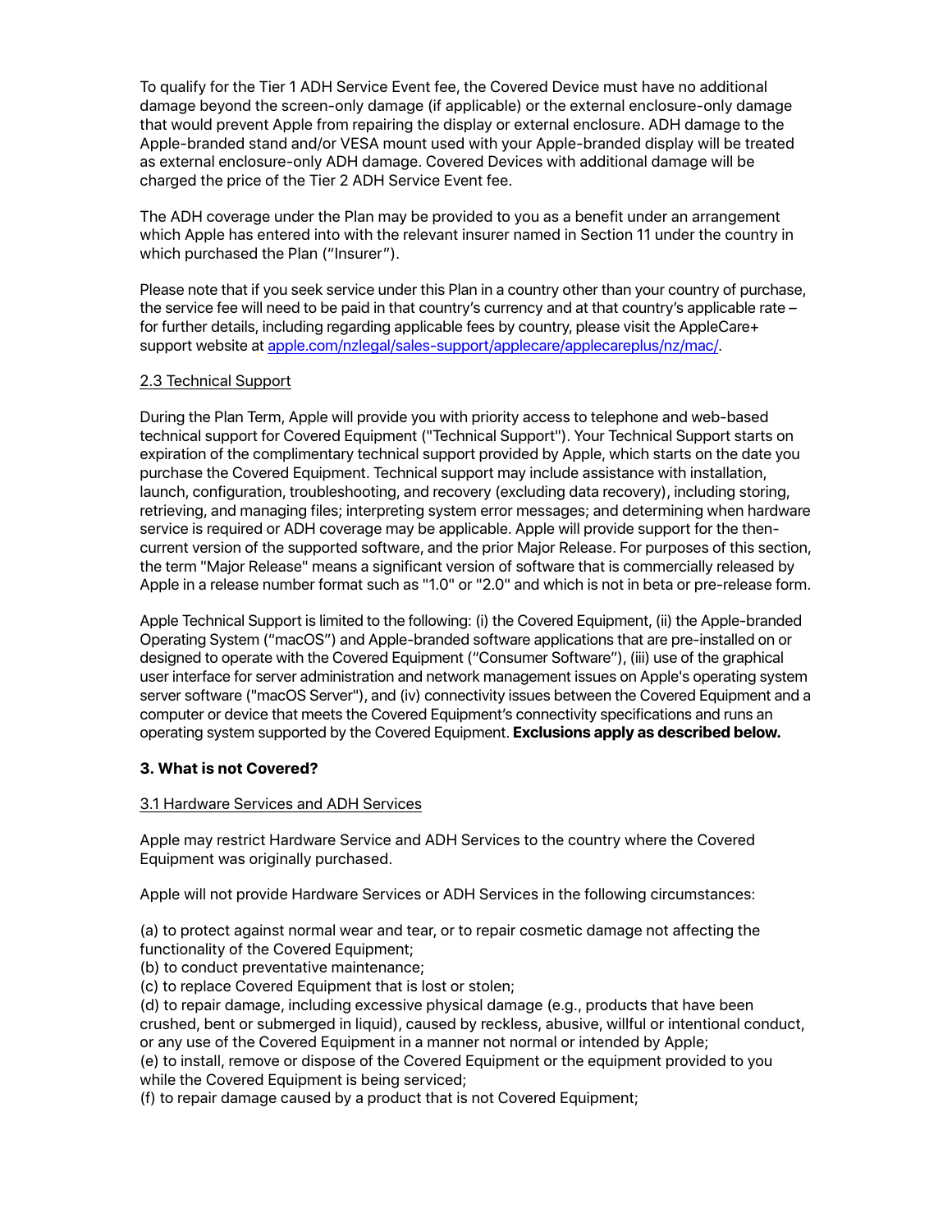To qualify for the Tier 1 ADH Service Event fee, the Covered Device must have no additional damage beyond the screen-only damage (if applicable) or the external enclosure-only damage that would prevent Apple from repairing the display or external enclosure. ADH damage to the Apple-branded stand and/or VESA mount used with your Apple-branded display will be treated as external enclosure-only ADH damage. Covered Devices with additional damage will be charged the price of the Tier 2 ADH Service Event fee.

The ADH coverage under the Plan may be provided to you as a benefit under an arrangement which Apple has entered into with the relevant insurer named in Section 11 under the country in which purchased the Plan ("Insurer").

Please note that if you seek service under this Plan in a country other than your country of purchase, the service fee will need to be paid in that country's currency and at that country's applicable rate – for further details, including regarding applicable fees by country, please visit the AppleCare+ support website at [apple.com/nzlegal/sales-support/applecare/applecareplus/nz/mac/](apple.com/nzlegal/sales-support/applecare/applecareplus/nz/mac/).

2.3 Technical Support

During the Plan Term, Apple will provide you with priority access to telephone and web-based technical support for Covered Equipment ("Technical Support"). Your Technical Support starts on expiration of the complimentary technical support provided by Apple, which starts on the date you purchase the Covered Equipment. Technical support may include assistance with installation, launch, configuration, troubleshooting, and recovery (excluding data recovery), including storing, retrieving, and managing files; interpreting system error messages; and determining when hardware service is required or ADH coverage may be applicable. Apple will provide support for the then-current version of the supported software, and the prior Major Release. For purposes of this section, the term "Major Release" means a significant version of software that is commercially released by Apple in a release number format such as "1.0" or "2.0" and which is not in beta or pre-release form.

Apple Technical Support is limited to the following: (i) the Covered Equipment, (ii) the Apple-branded Operating System ("macOS") and Apple-branded software applications that are pre-installed on or designed to operate with the Covered Equipment ("Consumer Software"), (iii) use of the graphical user interface for server administration and network management issues on Apple's operating system server software ("macOS Server"), and (iv) connectivity issues between the Covered Equipment and a computer or device that meets the Covered Equipment's connectivity specifications and runs an operating system supported by the Covered Equipment. **Exclusions apply as described below.**

## 3. What is not Covered?

3.1 Hardware Services and ADH Services

Apple may restrict Hardware Service and ADH Services to the country where the Covered Equipment was originally purchased.

Apple will not provide Hardware Services or ADH Services in the following circumstances:

(a) to protect against normal wear and tear, or to repair cosmetic damage not affecting the functionality of the Covered Equipment;
(b) to conduct preventative maintenance;
(c) to replace Covered Equipment that is lost or stolen;
(d) to repair damage, including excessive physical damage (e.g., products that have been crushed, bent or submerged in liquid), caused by reckless, abusive, willful or intentional conduct, or any use of the Covered Equipment in a manner not normal or intended by Apple;
(e) to install, remove or dispose of the Covered Equipment or the equipment provided to you while the Covered Equipment is being serviced;
(f) to repair damage caused by a product that is not Covered Equipment;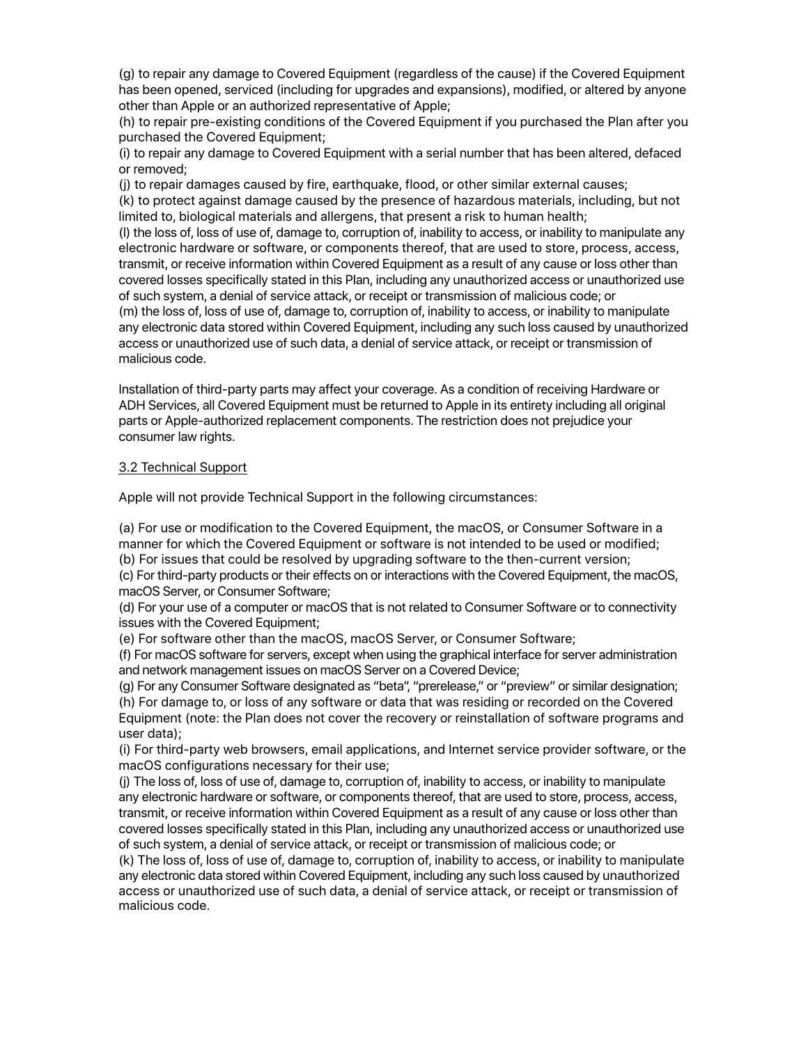(g) to repair any damage to Covered Equipment (regardless of the cause) if the Covered Equipment has been opened, serviced (including for upgrades and expansions), modified, or altered by anyone other than Apple or an authorized representative of Apple;
(h) to repair pre-existing conditions of the Covered Equipment if you purchased the Plan after you purchased the Covered Equipment;
(i) to repair any damage to Covered Equipment with a serial number that has been altered, defaced or removed;
(j) to repair damages caused by fire, earthquake, flood, or other similar external causes;
(k) to protect against damage caused by the presence of hazardous materials, including, but not limited to, biological materials and allergens, that present a risk to human health;
(l) the loss of, loss of use of, damage to, corruption of, inability to access, or inability to manipulate any electronic hardware or software, or components thereof, that are used to store, process, access, transmit, or receive information within Covered Equipment as a result of any cause or loss other than covered losses specifically stated in this Plan, including any unauthorized access or unauthorized use of such system, a denial of service attack, or receipt or transmission of malicious code; or
(m) the loss of, loss of use of, damage to, corruption of, inability to access, or inability to manipulate any electronic data stored within Covered Equipment, including any such loss caused by unauthorized access or unauthorized use of such data, a denial of service attack, or receipt or transmission of malicious code.

Installation of third-party parts may affect your coverage. As a condition of receiving Hardware or ADH Services, all Covered Equipment must be returned to Apple in its entirety including all original parts or Apple-authorized replacement components. The restriction does not prejudice your consumer law rights.

3.2 Technical Support

Apple will not provide Technical Support in the following circumstances:

(a) For use or modification to the Covered Equipment, the macOS, or Consumer Software in a manner for which the Covered Equipment or software is not intended to be used or modified;
(b) For issues that could be resolved by upgrading software to the then-current version;
(c) For third-party products or their effects on or interactions with the Covered Equipment, the macOS, macOS Server, or Consumer Software;
(d) For your use of a computer or macOS that is not related to Consumer Software or to connectivity issues with the Covered Equipment;
(e) For software other than the macOS, macOS Server, or Consumer Software;
(f) For macOS software for servers, except when using the graphical interface for server administration and network management issues on macOS Server on a Covered Device;
(g) For any Consumer Software designated as "beta", "prerelease," or "preview" or similar designation;
(h) For damage to, or loss of any software or data that was residing or recorded on the Covered Equipment (note: the Plan does not cover the recovery or reinstallation of software programs and user data);
(i) For third-party web browsers, email applications, and Internet service provider software, or the macOS configurations necessary for their use;
(j) The loss of, loss of use of, damage to, corruption of, inability to access, or inability to manipulate any electronic hardware or software, or components thereof, that are used to store, process, access, transmit, or receive information within Covered Equipment as a result of any cause or loss other than covered losses specifically stated in this Plan, including any unauthorized access or unauthorized use of such system, a denial of service attack, or receipt or transmission of malicious code; or
(k) The loss of, loss of use of, damage to, corruption of, inability to access, or inability to manipulate any electronic data stored within Covered Equipment, including any such loss caused by unauthorized access or unauthorized use of such data, a denial of service attack, or receipt or transmission of malicious code.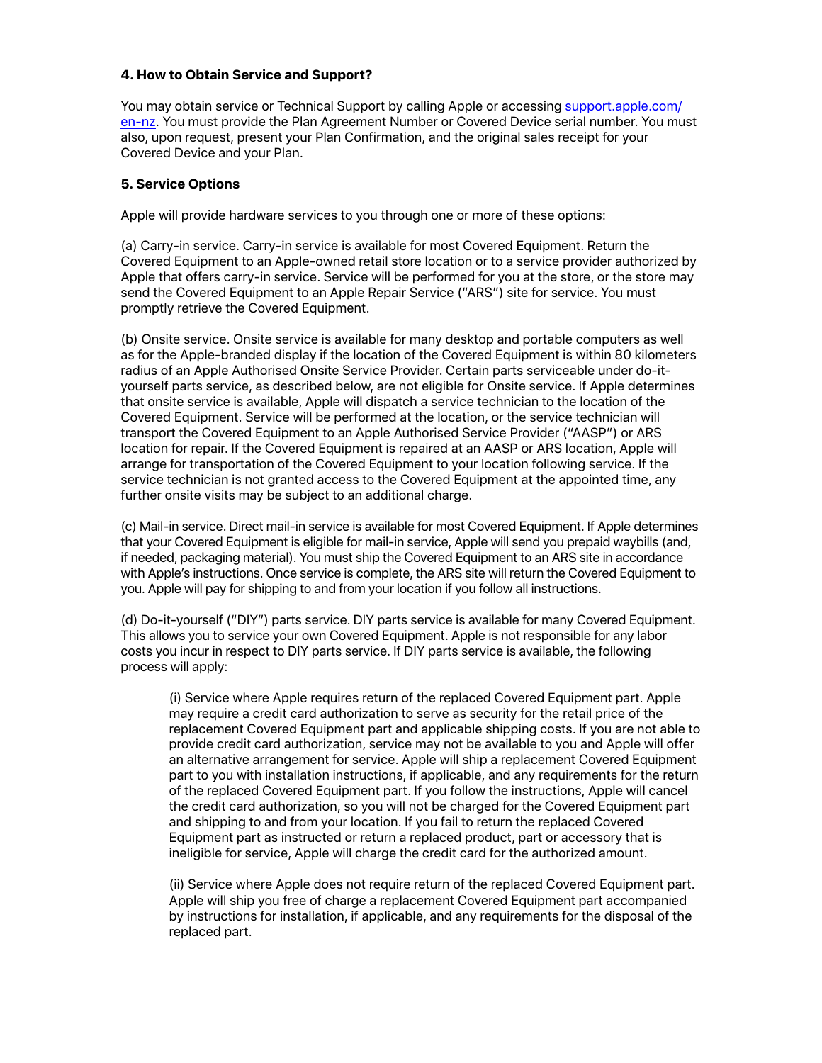### 4. How to Obtain Service and Support?

You may obtain service or Technical Support by calling Apple or accessing [support.apple.com/en-nz](support.apple.com/en-nz). You must provide the Plan Agreement Number or Covered Device serial number. You must also, upon request, present your Plan Confirmation, and the original sales receipt for your Covered Device and your Plan.

### 5. Service Options

Apple will provide hardware services to you through one or more of these options:

(a) Carry-in service. Carry-in service is available for most Covered Equipment. Return the Covered Equipment to an Apple-owned retail store location or to a service provider authorized by Apple that offers carry-in service. Service will be performed for you at the store, or the store may send the Covered Equipment to an Apple Repair Service ("ARS") site for service. You must promptly retrieve the Covered Equipment.

(b) Onsite service. Onsite service is available for many desktop and portable computers as well as for the Apple-branded display if the location of the Covered Equipment is within 80 kilometers radius of an Apple Authorised Onsite Service Provider. Certain parts serviceable under do-it-yourself parts service, as described below, are not eligible for Onsite service. If Apple determines that onsite service is available, Apple will dispatch a service technician to the location of the Covered Equipment. Service will be performed at the location, or the service technician will transport the Covered Equipment to an Apple Authorised Service Provider ("AASP") or ARS location for repair. If the Covered Equipment is repaired at an AASP or ARS location, Apple will arrange for transportation of the Covered Equipment to your location following service. If the service technician is not granted access to the Covered Equipment at the appointed time, any further onsite visits may be subject to an additional charge.

(c) Mail-in service. Direct mail-in service is available for most Covered Equipment. If Apple determines that your Covered Equipment is eligible for mail-in service, Apple will send you prepaid waybills (and, if needed, packaging material). You must ship the Covered Equipment to an ARS site in accordance with Apple's instructions. Once service is complete, the ARS site will return the Covered Equipment to you. Apple will pay for shipping to and from your location if you follow all instructions.

(d) Do-it-yourself ("DIY") parts service. DIY parts service is available for many Covered Equipment. This allows you to service your own Covered Equipment. Apple is not responsible for any labor costs you incur in respect to DIY parts service. If DIY parts service is available, the following process will apply:

> (i) Service where Apple requires return of the replaced Covered Equipment part. Apple may require a credit card authorization to serve as security for the retail price of the replacement Covered Equipment part and applicable shipping costs. If you are not able to provide credit card authorization, service may not be available to you and Apple will offer an alternative arrangement for service. Apple will ship a replacement Covered Equipment part to you with installation instructions, if applicable, and any requirements for the return of the replaced Covered Equipment part. If you follow the instructions, Apple will cancel the credit card authorization, so you will not be charged for the Covered Equipment part and shipping to and from your location. If you fail to return the replaced Covered Equipment part as instructed or return a replaced product, part or accessory that is ineligible for service, Apple will charge the credit card for the authorized amount.
>
> (ii) Service where Apple does not require return of the replaced Covered Equipment part. Apple will ship you free of charge a replacement Covered Equipment part accompanied by instructions for installation, if applicable, and any requirements for the disposal of the replaced part.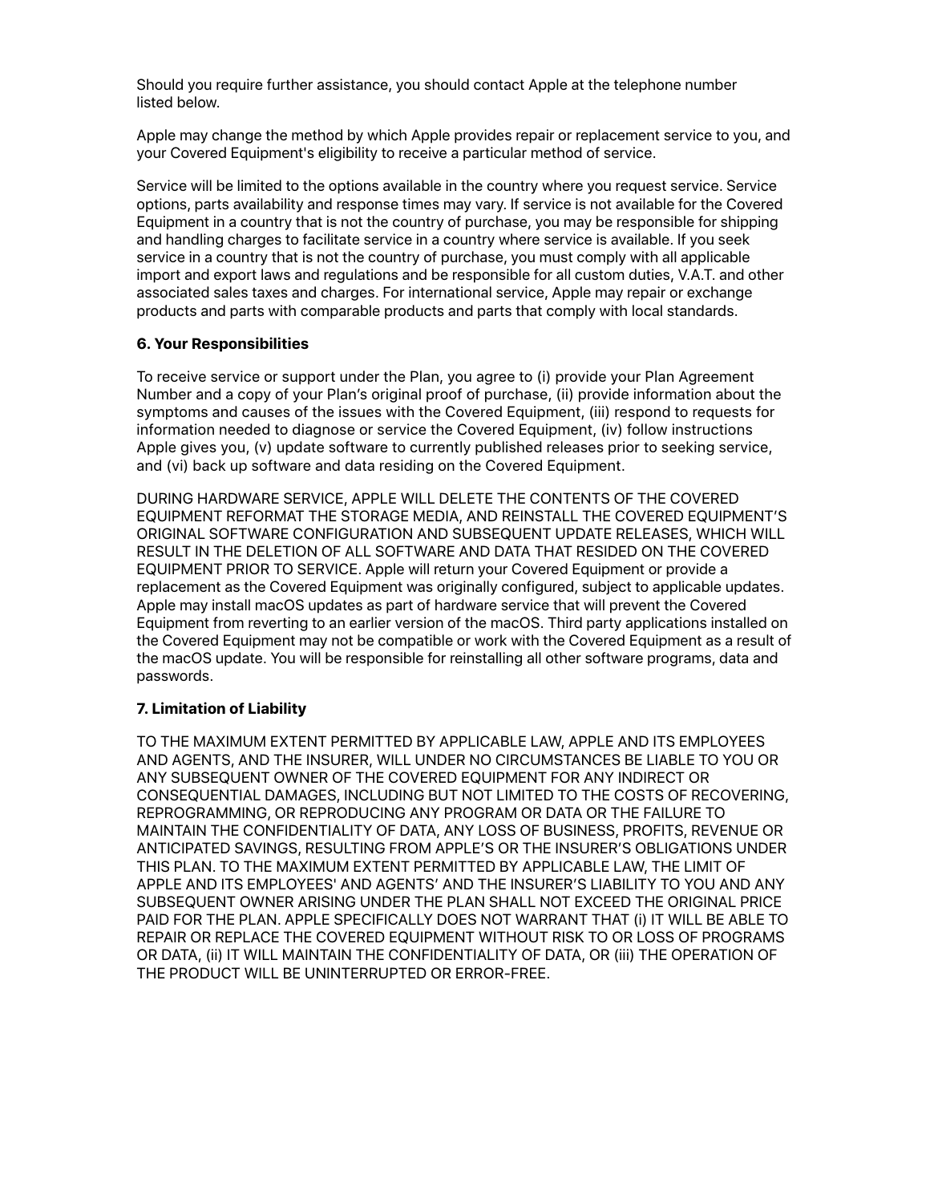Should you require further assistance, you should contact Apple at the telephone number listed below.

Apple may change the method by which Apple provides repair or replacement service to you, and your Covered Equipment's eligibility to receive a particular method of service.

Service will be limited to the options available in the country where you request service. Service options, parts availability and response times may vary. If service is not available for the Covered Equipment in a country that is not the country of purchase, you may be responsible for shipping and handling charges to facilitate service in a country where service is available. If you seek service in a country that is not the country of purchase, you must comply with all applicable import and export laws and regulations and be responsible for all custom duties, V.A.T. and other associated sales taxes and charges. For international service, Apple may repair or exchange products and parts with comparable products and parts that comply with local standards.

**6. Your Responsibilities**

To receive service or support under the Plan, you agree to (i) provide your Plan Agreement Number and a copy of your Plan's original proof of purchase, (ii) provide information about the symptoms and causes of the issues with the Covered Equipment, (iii) respond to requests for information needed to diagnose or service the Covered Equipment, (iv) follow instructions Apple gives you, (v) update software to currently published releases prior to seeking service, and (vi) back up software and data residing on the Covered Equipment.

DURING HARDWARE SERVICE, APPLE WILL DELETE THE CONTENTS OF THE COVERED EQUIPMENT REFORMAT THE STORAGE MEDIA, AND REINSTALL THE COVERED EQUIPMENT'S ORIGINAL SOFTWARE CONFIGURATION AND SUBSEQUENT UPDATE RELEASES, WHICH WILL RESULT IN THE DELETION OF ALL SOFTWARE AND DATA THAT RESIDED ON THE COVERED EQUIPMENT PRIOR TO SERVICE. Apple will return your Covered Equipment or provide a replacement as the Covered Equipment was originally configured, subject to applicable updates. Apple may install macOS updates as part of hardware service that will prevent the Covered Equipment from reverting to an earlier version of the macOS. Third party applications installed on the Covered Equipment may not be compatible or work with the Covered Equipment as a result of the macOS update. You will be responsible for reinstalling all other software programs, data and passwords.

**7. Limitation of Liability**

TO THE MAXIMUM EXTENT PERMITTED BY APPLICABLE LAW, APPLE AND ITS EMPLOYEES AND AGENTS, AND THE INSURER, WILL UNDER NO CIRCUMSTANCES BE LIABLE TO YOU OR ANY SUBSEQUENT OWNER OF THE COVERED EQUIPMENT FOR ANY INDIRECT OR CONSEQUENTIAL DAMAGES, INCLUDING BUT NOT LIMITED TO THE COSTS OF RECOVERING, REPROGRAMMING, OR REPRODUCING ANY PROGRAM OR DATA OR THE FAILURE TO MAINTAIN THE CONFIDENTIALITY OF DATA, ANY LOSS OF BUSINESS, PROFITS, REVENUE OR ANTICIPATED SAVINGS, RESULTING FROM APPLE'S OR THE INSURER'S OBLIGATIONS UNDER THIS PLAN. TO THE MAXIMUM EXTENT PERMITTED BY APPLICABLE LAW, THE LIMIT OF APPLE AND ITS EMPLOYEES' AND AGENTS' AND THE INSURER'S LIABILITY TO YOU AND ANY SUBSEQUENT OWNER ARISING UNDER THE PLAN SHALL NOT EXCEED THE ORIGINAL PRICE PAID FOR THE PLAN. APPLE SPECIFICALLY DOES NOT WARRANT THAT (i) IT WILL BE ABLE TO REPAIR OR REPLACE THE COVERED EQUIPMENT WITHOUT RISK TO OR LOSS OF PROGRAMS OR DATA, (ii) IT WILL MAINTAIN THE CONFIDENTIALITY OF DATA, OR (iii) THE OPERATION OF THE PRODUCT WILL BE UNINTERRUPTED OR ERROR-FREE.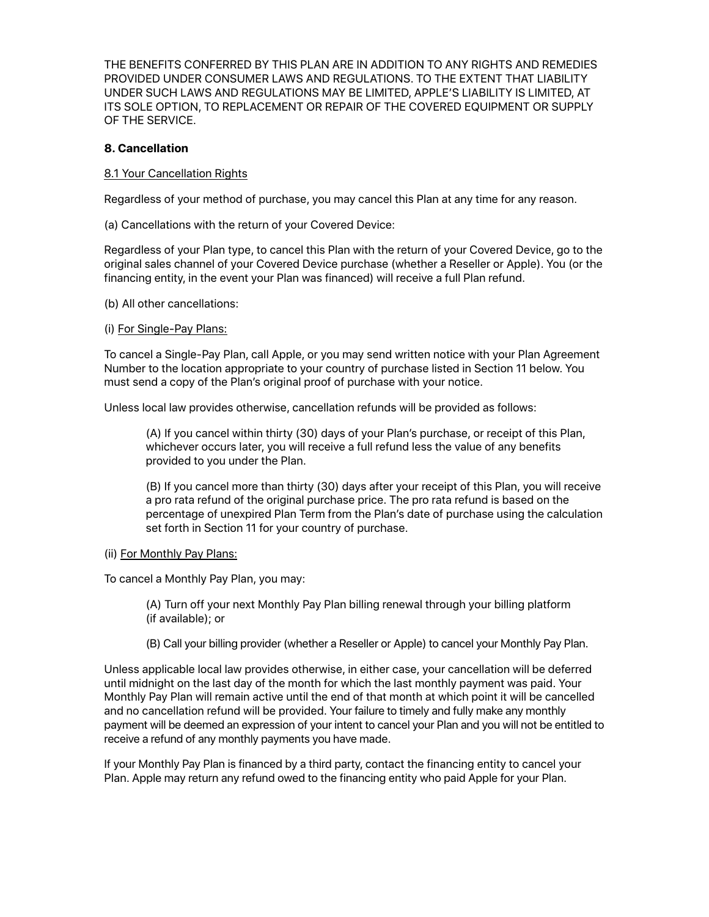THE BENEFITS CONFERRED BY THIS PLAN ARE IN ADDITION TO ANY RIGHTS AND REMEDIES PROVIDED UNDER CONSUMER LAWS AND REGULATIONS. TO THE EXTENT THAT LIABILITY UNDER SUCH LAWS AND REGULATIONS MAY BE LIMITED, APPLE'S LIABILITY IS LIMITED, AT ITS SOLE OPTION, TO REPLACEMENT OR REPAIR OF THE COVERED EQUIPMENT OR SUPPLY OF THE SERVICE.

**8. Cancellation**

8.1 Your Cancellation Rights

Regardless of your method of purchase, you may cancel this Plan at any time for any reason.

(a) Cancellations with the return of your Covered Device:

Regardless of your Plan type, to cancel this Plan with the return of your Covered Device, go to the original sales channel of your Covered Device purchase (whether a Reseller or Apple). You (or the financing entity, in the event your Plan was financed) will receive a full Plan refund.

(b) All other cancellations:

(i) For Single-Pay Plans:

To cancel a Single-Pay Plan, call Apple, or you may send written notice with your Plan Agreement Number to the location appropriate to your country of purchase listed in Section 11 below. You must send a copy of the Plan's original proof of purchase with your notice.

Unless local law provides otherwise, cancellation refunds will be provided as follows:

> (A) If you cancel within thirty (30) days of your Plan's purchase, or receipt of this Plan, whichever occurs later, you will receive a full refund less the value of any benefits provided to you under the Plan.
>
> (B) If you cancel more than thirty (30) days after your receipt of this Plan, you will receive a pro rata refund of the original purchase price. The pro rata refund is based on the percentage of unexpired Plan Term from the Plan's date of purchase using the calculation set forth in Section 11 for your country of purchase.

(ii) For Monthly Pay Plans:

To cancel a Monthly Pay Plan, you may:

> (A) Turn off your next Monthly Pay Plan billing renewal through your billing platform (if available); or
>
> (B) Call your billing provider (whether a Reseller or Apple) to cancel your Monthly Pay Plan.

Unless applicable local law provides otherwise, in either case, your cancellation will be deferred until midnight on the last day of the month for which the last monthly payment was paid. Your Monthly Pay Plan will remain active until the end of that month at which point it will be cancelled and no cancellation refund will be provided. Your failure to timely and fully make any monthly payment will be deemed an expression of your intent to cancel your Plan and you will not be entitled to receive a refund of any monthly payments you have made.

If your Monthly Pay Plan is financed by a third party, contact the financing entity to cancel your Plan. Apple may return any refund owed to the financing entity who paid Apple for your Plan.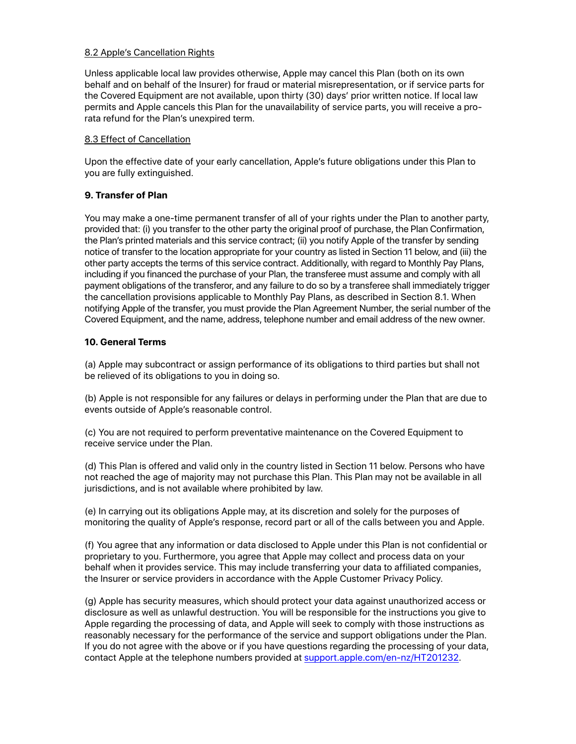8.2 Apple's Cancellation Rights

Unless applicable local law provides otherwise, Apple may cancel this Plan (both on its own behalf and on behalf of the Insurer) for fraud or material misrepresentation, or if service parts for the Covered Equipment are not available, upon thirty (30) days' prior written notice. If local law permits and Apple cancels this Plan for the unavailability of service parts, you will receive a pro-rata refund for the Plan's unexpired term.

8.3 Effect of Cancellation

Upon the effective date of your early cancellation, Apple's future obligations under this Plan to you are fully extinguished.

**9. Transfer of Plan**

You may make a one-time permanent transfer of all of your rights under the Plan to another party, provided that: (i) you transfer to the other party the original proof of purchase, the Plan Confirmation, the Plan's printed materials and this service contract; (ii) you notify Apple of the transfer by sending notice of transfer to the location appropriate for your country as listed in Section 11 below, and (iii) the other party accepts the terms of this service contract. Additionally, with regard to Monthly Pay Plans, including if you financed the purchase of your Plan, the transferee must assume and comply with all payment obligations of the transferor, and any failure to do so by a transferee shall immediately trigger the cancellation provisions applicable to Monthly Pay Plans, as described in Section 8.1. When notifying Apple of the transfer, you must provide the Plan Agreement Number, the serial number of the Covered Equipment, and the name, address, telephone number and email address of the new owner.

**10. General Terms**

(a) Apple may subcontract or assign performance of its obligations to third parties but shall not be relieved of its obligations to you in doing so.

(b) Apple is not responsible for any failures or delays in performing under the Plan that are due to events outside of Apple's reasonable control.

(c) You are not required to perform preventative maintenance on the Covered Equipment to receive service under the Plan.

(d) This Plan is offered and valid only in the country listed in Section 11 below. Persons who have not reached the age of majority may not purchase this Plan. This Plan may not be available in all jurisdictions, and is not available where prohibited by law.

(e) In carrying out its obligations Apple may, at its discretion and solely for the purposes of monitoring the quality of Apple's response, record part or all of the calls between you and Apple.

(f) You agree that any information or data disclosed to Apple under this Plan is not confidential or proprietary to you. Furthermore, you agree that Apple may collect and process data on your behalf when it provides service. This may include transferring your data to affiliated companies, the Insurer or service providers in accordance with the Apple Customer Privacy Policy.

(g) Apple has security measures, which should protect your data against unauthorized access or disclosure as well as unlawful destruction. You will be responsible for the instructions you give to Apple regarding the processing of data, and Apple will seek to comply with those instructions as reasonably necessary for the performance of the service and support obligations under the Plan. If you do not agree with the above or if you have questions regarding the processing of your data, contact Apple at the telephone numbers provided at support.apple.com/en-nz/HT201232.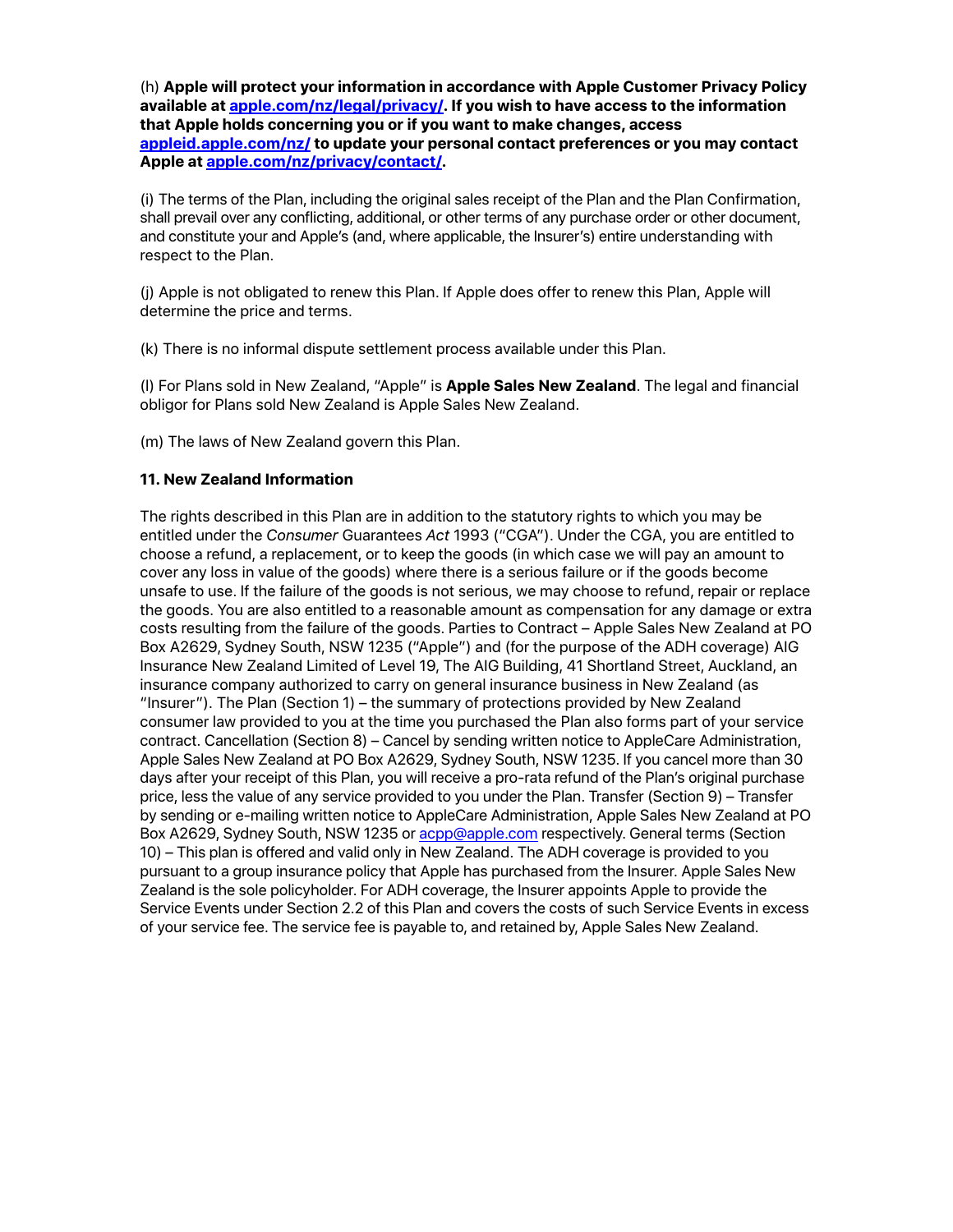(h) **Apple will protect your information in accordance with Apple Customer Privacy Policy available at [apple.com/nz/legal/privacy/](apple.com/nz/legal/privacy/). If you wish to have access to the information that Apple holds concerning you or if you want to make changes, access [appleid.apple.com/nz/](appleid.apple.com/nz/) to update your personal contact preferences or you may contact Apple at [apple.com/nz/privacy/contact/](apple.com/nz/privacy/contact/).**

(i) The terms of the Plan, including the original sales receipt of the Plan and the Plan Confirmation, shall prevail over any conflicting, additional, or other terms of any purchase order or other document, and constitute your and Apple's (and, where applicable, the Insurer's) entire understanding with respect to the Plan.

(j) Apple is not obligated to renew this Plan. If Apple does offer to renew this Plan, Apple will determine the price and terms.

(k) There is no informal dispute settlement process available under this Plan.

(l) For Plans sold in New Zealand, "Apple" is **Apple Sales New Zealand**. The legal and financial obligor for Plans sold New Zealand is Apple Sales New Zealand.

(m) The laws of New Zealand govern this Plan.

**11. New Zealand Information**

The rights described in this Plan are in addition to the statutory rights to which you may be entitled under the *Consumer* Guarantees *Act* 1993 ("CGA"). Under the CGA, you are entitled to choose a refund, a replacement, or to keep the goods (in which case we will pay an amount to cover any loss in value of the goods) where there is a serious failure or if the goods become unsafe to use. If the failure of the goods is not serious, we may choose to refund, repair or replace the goods. You are also entitled to a reasonable amount as compensation for any damage or extra costs resulting from the failure of the goods. Parties to Contract – Apple Sales New Zealand at PO Box A2629, Sydney South, NSW 1235 ("Apple") and (for the purpose of the ADH coverage) AIG Insurance New Zealand Limited of Level 19, The AIG Building, 41 Shortland Street, Auckland, an insurance company authorized to carry on general insurance business in New Zealand (as "Insurer"). The Plan (Section 1) – the summary of protections provided by New Zealand consumer law provided to you at the time you purchased the Plan also forms part of your service contract. Cancellation (Section 8) – Cancel by sending written notice to AppleCare Administration, Apple Sales New Zealand at PO Box A2629, Sydney South, NSW 1235. If you cancel more than 30 days after your receipt of this Plan, you will receive a pro-rata refund of the Plan's original purchase price, less the value of any service provided to you under the Plan. Transfer (Section 9) – Transfer by sending or e-mailing written notice to AppleCare Administration, Apple Sales New Zealand at PO Box A2629, Sydney South, NSW 1235 or [acpp@apple.com](mailto:acpp@apple.com) respectively. General terms (Section 10) – This plan is offered and valid only in New Zealand. The ADH coverage is provided to you pursuant to a group insurance policy that Apple has purchased from the Insurer. Apple Sales New Zealand is the sole policyholder. For ADH coverage, the Insurer appoints Apple to provide the Service Events under Section 2.2 of this Plan and covers the costs of such Service Events in excess of your service fee. The service fee is payable to, and retained by, Apple Sales New Zealand.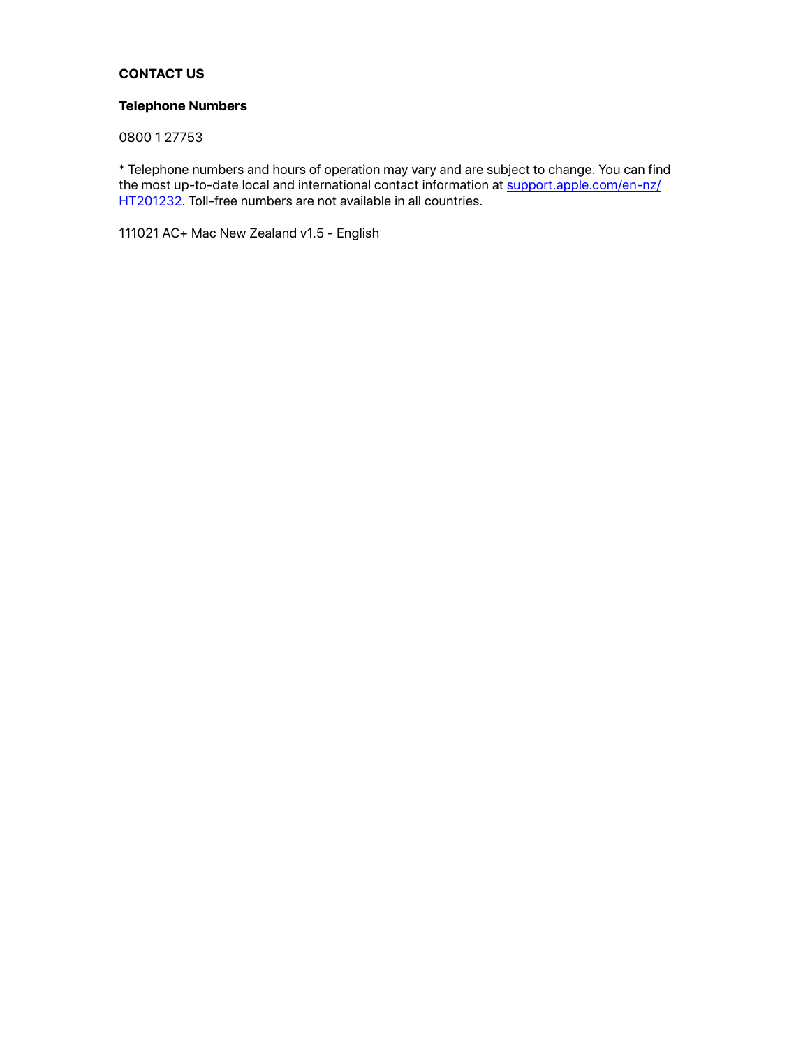**CONTACT US**

**Telephone Numbers**

0800 1 27753

* Telephone numbers and hours of operation may vary and are subject to change. You can find the most up-to-date local and international contact information at support.apple.com/en-nz/HT201232. Toll-free numbers are not available in all countries.

111021 AC+ Mac New Zealand v1.5 - English